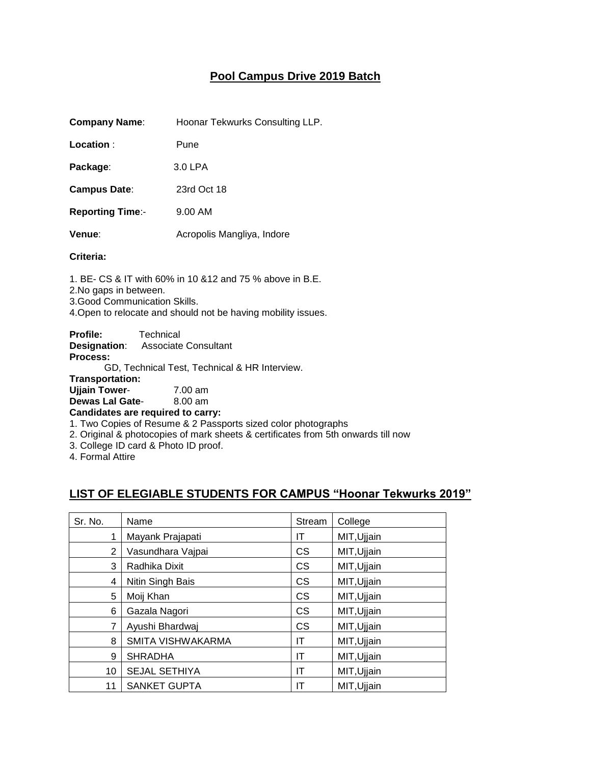## Pool Campus Drive 2019 Batch

**Company Name**: Hoonar Tekwurks Consulting LLP.

**Location** : Pune

**Package**: 3.0 LPA

**Campus Date**: 23rd Oct 18

**Reporting Time**:- 9.00 AM

**Venue**: Acropolis Mangliya, Indore

**Criteria:**

1. BE- CS & IT with 60% in 10 &12 and 75 % above in B.E.
2. No gaps in between.
3. Good Communication Skills.
4. Open to relocate and should not be having mobility issues.

**Profile:** Technical
**Designation**: Associate Consultant
**Process:**
GD, Technical Test, Technical & HR Interview.
**Transportation:**
**Ujjain Tower**- 7.00 am
**Dewas Lal Gate**- 8.00 am
**Candidates are required to carry:**
1. Two Copies of Resume & 2 Passports sized color photographs
2. Original & photocopies of mark sheets & certificates from 5th onwards till now
3. College ID card & Photo ID proof.
4. Formal Attire

## LIST OF ELEGIABLE STUDENTS FOR CAMPUS "Hoonar Tekwurks 2019"

| Sr. No. | Name | Stream | College |
|---|---|---|---|
| 1 | Mayank Prajapati | IT | MIT,Ujjain |
| 2 | Vasundhara Vajpai | CS | MIT,Ujjain |
| 3 | Radhika Dixit | CS | MIT,Ujjain |
| 4 | Nitin Singh Bais | CS | MIT,Ujjain |
| 5 | Moij Khan | CS | MIT,Ujjain |
| 6 | Gazala Nagori | CS | MIT,Ujjain |
| 7 | Ayushi Bhardwaj | CS | MIT,Ujjain |
| 8 | SMITA VISHWAKARMA | IT | MIT,Ujjain |
| 9 | SHRADHA | IT | MIT,Ujjain |
| 10 | SEJAL SETHIYA | IT | MIT,Ujjain |
| 11 | SANKET GUPTA | IT | MIT,Ujjain |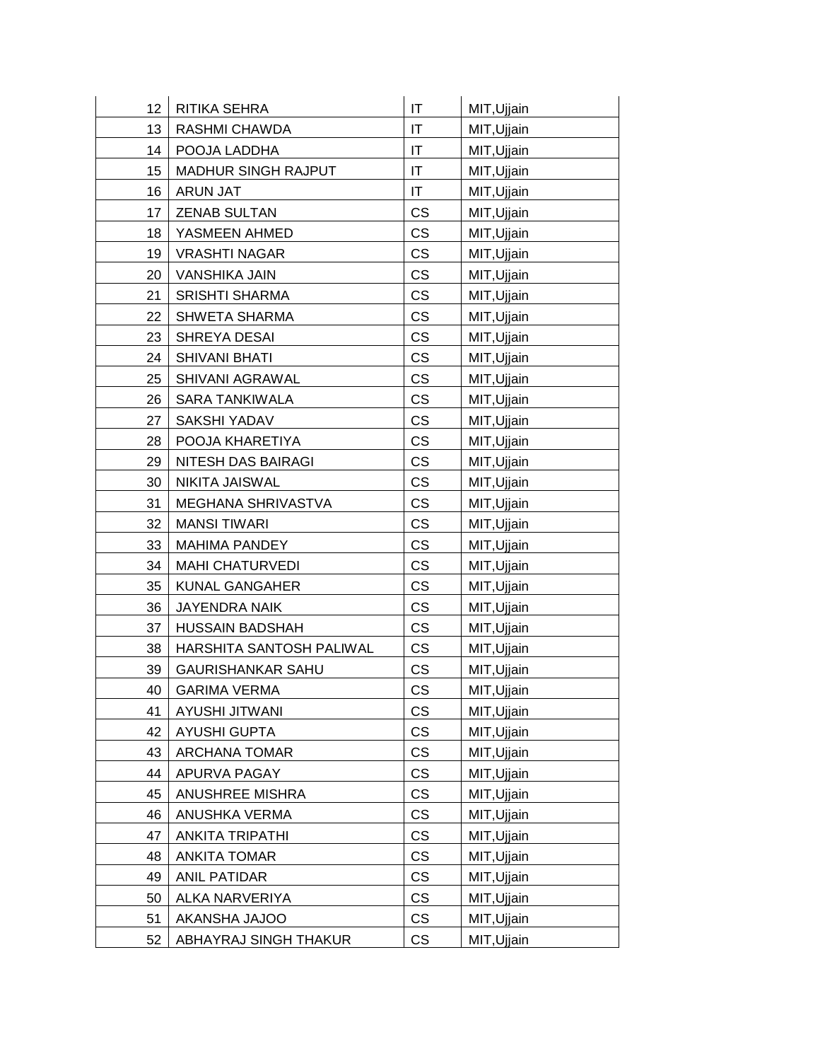| | | | |
|---|---|---|---|
| 12 | RITIKA SEHRA | IT | MIT,Ujjain |
| 13 | RASHMI CHAWDA | IT | MIT,Ujjain |
| 14 | POOJA LADDHA | IT | MIT,Ujjain |
| 15 | MADHUR SINGH RAJPUT | IT | MIT,Ujjain |
| 16 | ARUN JAT | IT | MIT,Ujjain |
| 17 | ZENAB SULTAN | CS | MIT,Ujjain |
| 18 | YASMEEN AHMED | CS | MIT,Ujjain |
| 19 | VRASHTI NAGAR | CS | MIT,Ujjain |
| 20 | VANSHIKA JAIN | CS | MIT,Ujjain |
| 21 | SRISHTI SHARMA | CS | MIT,Ujjain |
| 22 | SHWETA SHARMA | CS | MIT,Ujjain |
| 23 | SHREYA DESAI | CS | MIT,Ujjain |
| 24 | SHIVANI BHATI | CS | MIT,Ujjain |
| 25 | SHIVANI AGRAWAL | CS | MIT,Ujjain |
| 26 | SARA TANKIWALA | CS | MIT,Ujjain |
| 27 | SAKSHI YADAV | CS | MIT,Ujjain |
| 28 | POOJA KHARETIYA | CS | MIT,Ujjain |
| 29 | NITESH DAS BAIRAGI | CS | MIT,Ujjain |
| 30 | NIKITA JAISWAL | CS | MIT,Ujjain |
| 31 | MEGHANA SHRIVASTVA | CS | MIT,Ujjain |
| 32 | MANSI TIWARI | CS | MIT,Ujjain |
| 33 | MAHIMA PANDEY | CS | MIT,Ujjain |
| 34 | MAHI CHATURVEDI | CS | MIT,Ujjain |
| 35 | KUNAL GANGAHER | CS | MIT,Ujjain |
| 36 | JAYENDRA NAIK | CS | MIT,Ujjain |
| 37 | HUSSAIN BADSHAH | CS | MIT,Ujjain |
| 38 | HARSHITA SANTOSH PALIWAL | CS | MIT,Ujjain |
| 39 | GAURISHANKAR SAHU | CS | MIT,Ujjain |
| 40 | GARIMA VERMA | CS | MIT,Ujjain |
| 41 | AYUSHI JITWANI | CS | MIT,Ujjain |
| 42 | AYUSHI GUPTA | CS | MIT,Ujjain |
| 43 | ARCHANA TOMAR | CS | MIT,Ujjain |
| 44 | APURVA PAGAY | CS | MIT,Ujjain |
| 45 | ANUSHREE MISHRA | CS | MIT,Ujjain |
| 46 | ANUSHKA VERMA | CS | MIT,Ujjain |
| 47 | ANKITA TRIPATHI | CS | MIT,Ujjain |
| 48 | ANKITA TOMAR | CS | MIT,Ujjain |
| 49 | ANIL PATIDAR | CS | MIT,Ujjain |
| 50 | ALKA NARVERIYA | CS | MIT,Ujjain |
| 51 | AKANSHA JAJOO | CS | MIT,Ujjain |
| 52 | ABHAYRAJ SINGH THAKUR | CS | MIT,Ujjain |